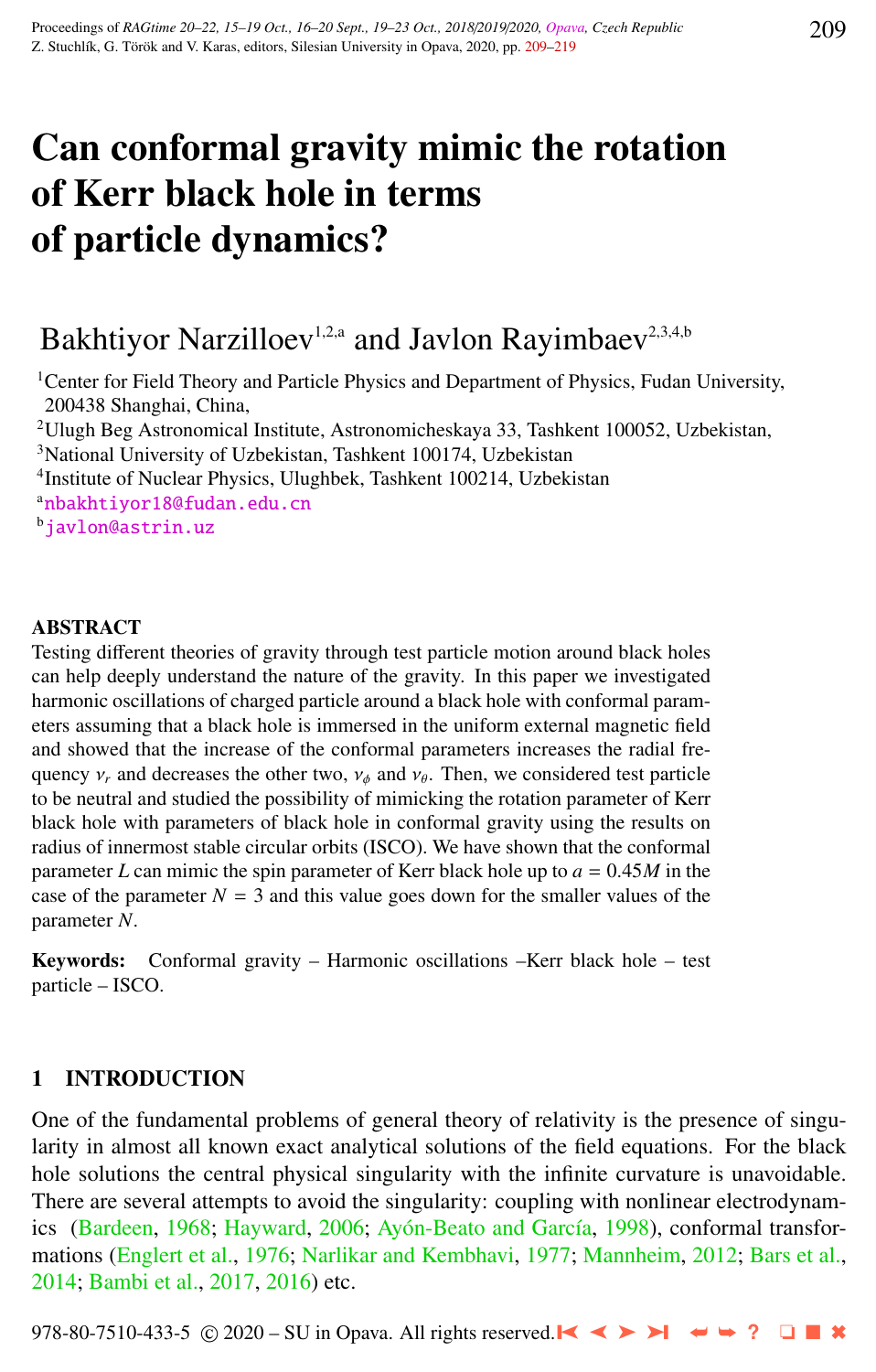# Can conformal gravity mimic the rotation of Kerr black hole in terms of particle dynamics?

Bakhtiyor Narzilloev[1,2,a] and Javlon Rayimbaev[2,3,4,b]

[1]Center for Field Theory and Particle Physics and Department of Physics, Fudan University, 200438 Shanghai, China,

[2]Ulugh Beg Astronomical Institute, Astronomicheskaya 33, Tashkent 100052, Uzbekistan,

[3]National University of Uzbekistan, Tashkent 100174, Uzbekistan

[4]Institute of Nuclear Physics, Ulughbek, Tashkent 100214, Uzbekistan

[a]nbakhtiyor18@fudan.edu.cn

[b]javlon@astrin.uz

## ABSTRACT

Testing different theories of gravity through test particle motion around black holes can help deeply understand the nature of the gravity. In this paper we investigated harmonic oscillations of charged particle around a black hole with conformal parameters assuming that a black hole is immersed in the uniform external magnetic field and showed that the increase of the conformal parameters increases the radial frequency $\nu_r$ and decreases the other two, $\nu_\phi$ and $\nu_\theta$. Then, we considered test particle to be neutral and studied the possibility of mimicking the rotation parameter of Kerr black hole with parameters of black hole in conformal gravity using the results on radius of innermost stable circular orbits (ISCO). We have shown that the conformal parameter $L$ can mimic the spin parameter of Kerr black hole up to $a = 0.45M$ in the case of the parameter $N = 3$ and this value goes down for the smaller values of the parameter $N$.

**Keywords:** Conformal gravity – Harmonic oscillations –Kerr black hole – test particle – ISCO.

## 1 INTRODUCTION

One of the fundamental problems of general theory of relativity is the presence of singularity in almost all known exact analytical solutions of the field equations. For the black hole solutions the central physical singularity with the infinite curvature is unavoidable. There are several attempts to avoid the singularity: coupling with nonlinear electrodynamics (Bardeen, 1968; Hayward, 2006; Ayón-Beato and García, 1998), conformal transformations (Englert et al., 1976; Narlikar and Kembhavi, 1977; Mannheim, 2012; Bars et al., 2014; Bambi et al., 2017, 2016) etc.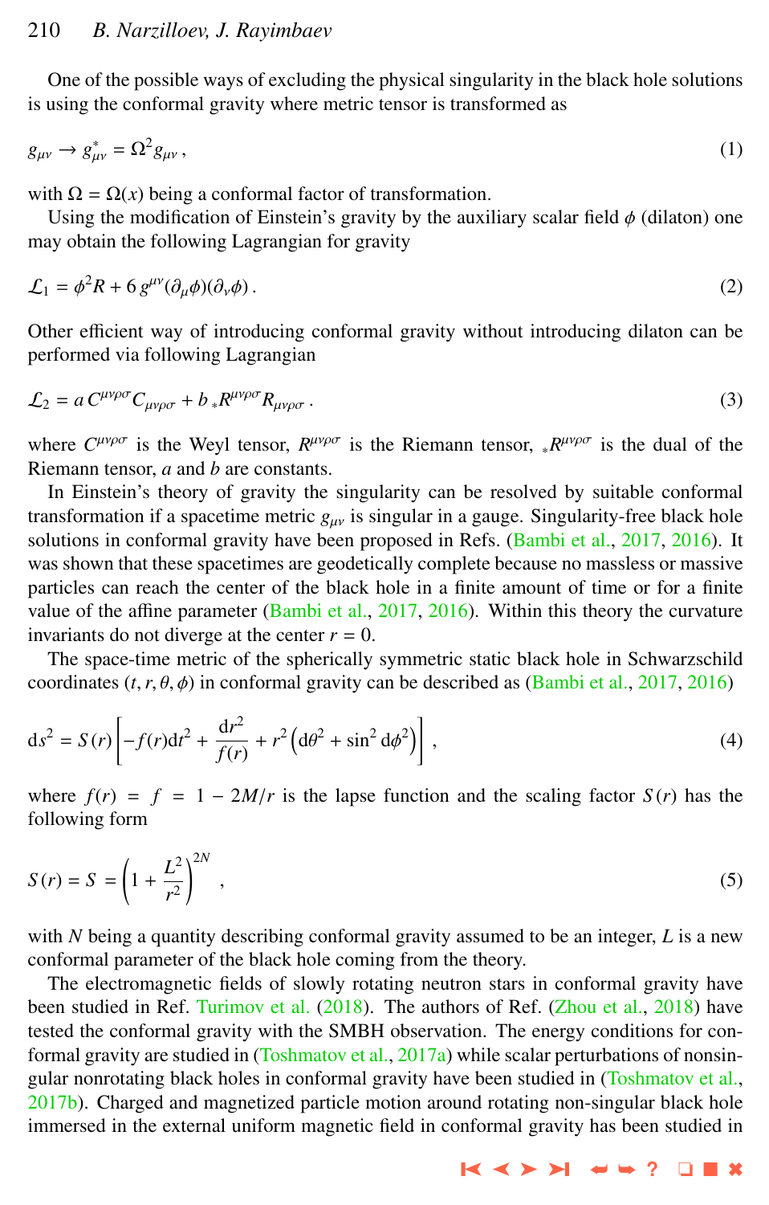One of the possible ways of excluding the physical singularity in the black hole solutions is using the conformal gravity where metric tensor is transformed as

$$g_{\mu\nu} \rightarrow g^*_{\mu\nu} = \Omega^2 g_{\mu\nu} \,, \tag{1}$$

with $\Omega = \Omega(x)$ being a conformal factor of transformation.

Using the modification of Einstein's gravity by the auxiliary scalar field $\phi$ (dilaton) one may obtain the following Lagrangian for gravity

$$\mathcal{L}_1 = \phi^2 R + 6\, g^{\mu\nu}(\partial_\mu \phi)(\partial_\nu \phi) \,. \tag{2}$$

Other efficient way of introducing conformal gravity without introducing dilaton can be performed via following Lagrangian

$$\mathcal{L}_2 = a\, C^{\mu\nu\rho\sigma} C_{\mu\nu\rho\sigma} + b\, {}_*R^{\mu\nu\rho\sigma} R_{\mu\nu\rho\sigma} \,. \tag{3}$$

where $C^{\mu\nu\rho\sigma}$ is the Weyl tensor, $R^{\mu\nu\rho\sigma}$ is the Riemann tensor, ${}_*R^{\mu\nu\rho\sigma}$ is the dual of the Riemann tensor, $a$ and $b$ are constants.

In Einstein's theory of gravity the singularity can be resolved by suitable conformal transformation if a spacetime metric $g_{\mu\nu}$ is singular in a gauge. Singularity-free black hole solutions in conformal gravity have been proposed in Refs. (Bambi et al., 2017, 2016). It was shown that these spacetimes are geodetically complete because no massless or massive particles can reach the center of the black hole in a finite amount of time or for a finite value of the affine parameter (Bambi et al., 2017, 2016). Within this theory the curvature invariants do not diverge at the center $r = 0$.

The space-time metric of the spherically symmetric static black hole in Schwarzschild coordinates $(t, r, \theta, \phi)$ in conformal gravity can be described as (Bambi et al., 2017, 2016)

$$\mathrm{d}s^2 = S(r)\left[-f(r)\mathrm{d}t^2 + \frac{\mathrm{d}r^2}{f(r)} + r^2\left(\mathrm{d}\theta^2 + \sin^2 \mathrm{d}\phi^2\right)\right] \,, \tag{4}$$

where $f(r) = f = 1 - 2M/r$ is the lapse function and the scaling factor $S(r)$ has the following form

$$S(r) = S = \left(1 + \frac{L^2}{r^2}\right)^{2N} \,, \tag{5}$$

with $N$ being a quantity describing conformal gravity assumed to be an integer, $L$ is a new conformal parameter of the black hole coming from the theory.

The electromagnetic fields of slowly rotating neutron stars in conformal gravity have been studied in Ref. Turimov et al. (2018). The authors of Ref. (Zhou et al., 2018) have tested the conformal gravity with the SMBH observation. The energy conditions for conformal gravity are studied in (Toshmatov et al., 2017a) while scalar perturbations of nonsingular nonrotating black holes in conformal gravity have been studied in (Toshmatov et al., 2017b). Charged and magnetized particle motion around rotating non-singular black hole immersed in the external uniform magnetic field in conformal gravity has been studied in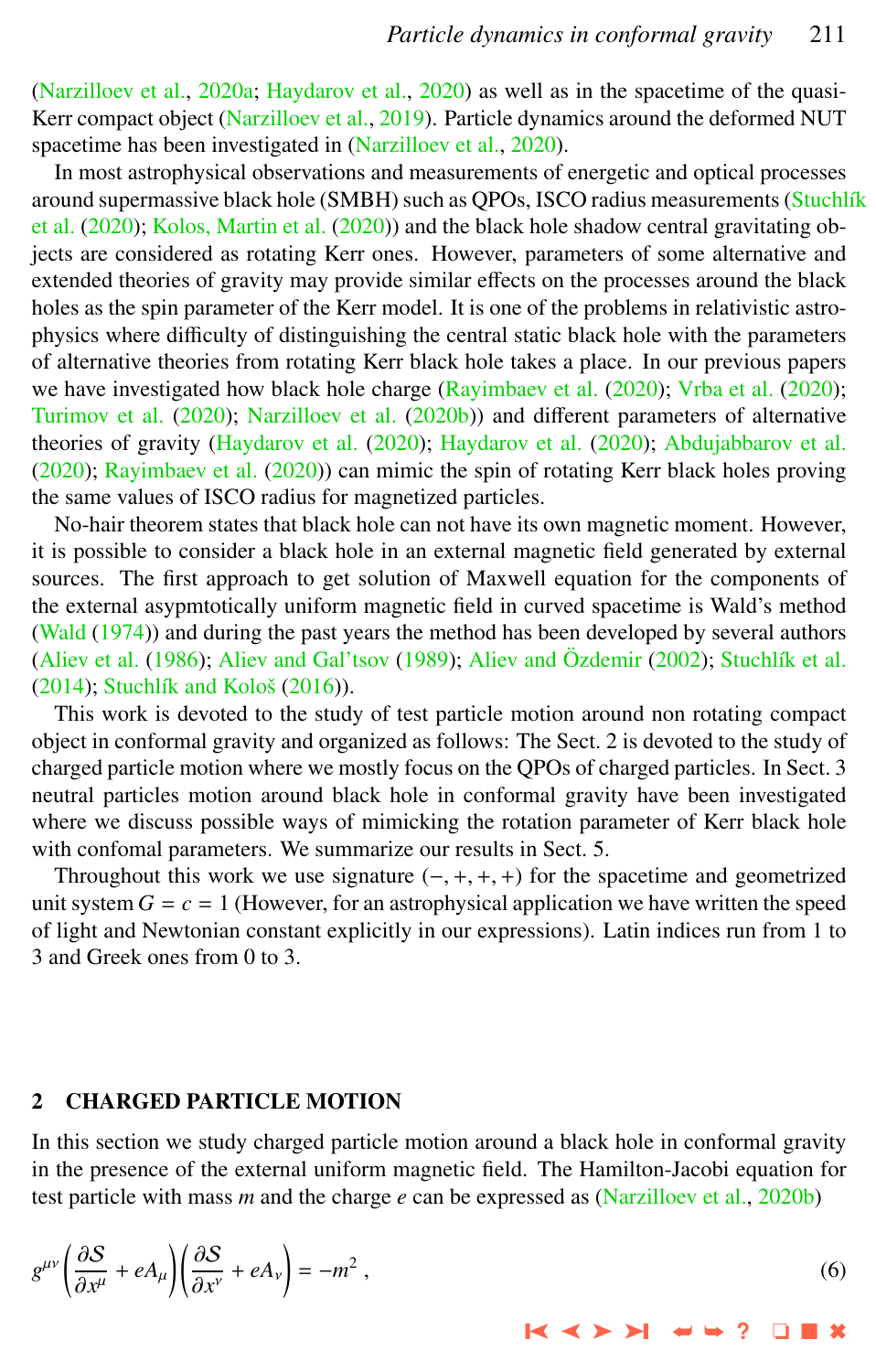(Narzilloev et al., 2020a; Haydarov et al., 2020) as well as in the spacetime of the quasi-Kerr compact object (Narzilloev et al., 2019). Particle dynamics around the deformed NUT spacetime has been investigated in (Narzilloev et al., 2020).

In most astrophysical observations and measurements of energetic and optical processes around supermassive black hole (SMBH) such as QPOs, ISCO radius measurements (Stuchlík et al. (2020); Kolos, Martin et al. (2020)) and the black hole shadow central gravitating objects are considered as rotating Kerr ones. However, parameters of some alternative and extended theories of gravity may provide similar effects on the processes around the black holes as the spin parameter of the Kerr model. It is one of the problems in relativistic astrophysics where difficulty of distinguishing the central static black hole with the parameters of alternative theories from rotating Kerr black hole takes a place. In our previous papers we have investigated how black hole charge (Rayimbaev et al. (2020); Vrba et al. (2020); Turimov et al. (2020); Narzilloev et al. (2020b)) and different parameters of alternative theories of gravity (Haydarov et al. (2020); Haydarov et al. (2020); Abdujabbarov et al. (2020); Rayimbaev et al. (2020)) can mimic the spin of rotating Kerr black holes proving the same values of ISCO radius for magnetized particles.

No-hair theorem states that black hole can not have its own magnetic moment. However, it is possible to consider a black hole in an external magnetic field generated by external sources. The first approach to get solution of Maxwell equation for the components of the external asypmtotically uniform magnetic field in curved spacetime is Wald's method (Wald (1974)) and during the past years the method has been developed by several authors (Aliev et al. (1986); Aliev and Gal'tsov (1989); Aliev and Özdemir (2002); Stuchlík et al. (2014); Stuchlík and Kološ (2016)).

This work is devoted to the study of test particle motion around non rotating compact object in conformal gravity and organized as follows: The Sect. 2 is devoted to the study of charged particle motion where we mostly focus on the QPOs of charged particles. In Sect. 3 neutral particles motion around black hole in conformal gravity have been investigated where we discuss possible ways of mimicking the rotation parameter of Kerr black hole with confomal parameters. We summarize our results in Sect. 5.

Throughout this work we use signature $(-,+,+,+)$ for the spacetime and geometrized unit system $G = c = 1$ (However, for an astrophysical application we have written the speed of light and Newtonian constant explicitly in our expressions). Latin indices run from 1 to 3 and Greek ones from 0 to 3.

## 2 CHARGED PARTICLE MOTION

In this section we study charged particle motion around a black hole in conformal gravity in the presence of the external uniform magnetic field. The Hamilton-Jacobi equation for test particle with mass $m$ and the charge $e$ can be expressed as (Narzilloev et al., 2020b)

$$g^{\mu\nu}\left(\frac{\partial S}{\partial x^{\mu}} + eA_{\mu}\right)\left(\frac{\partial S}{\partial x^{\nu}} + eA_{\nu}\right) = -m^2 , \tag{6}$$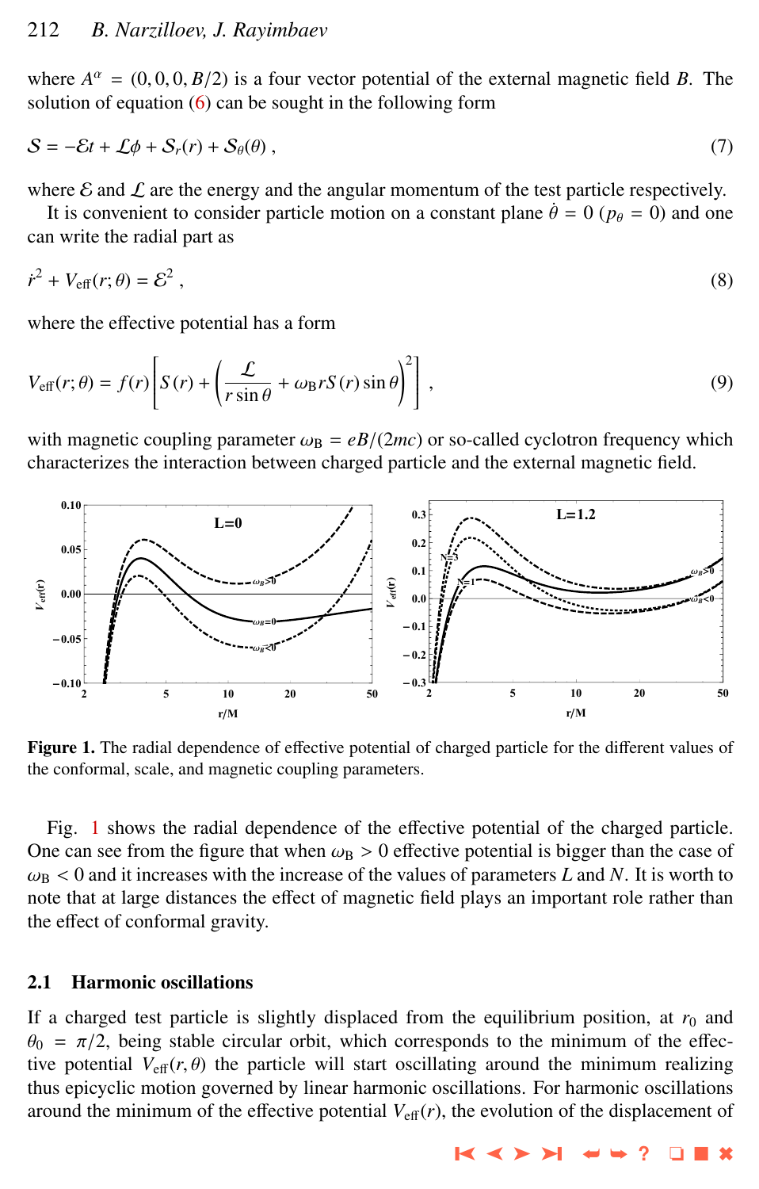where $A^\alpha = (0, 0, 0, B/2)$ is a four vector potential of the external magnetic field $B$. The solution of equation (6) can be sought in the following form

$$\mathcal{S} = -\mathcal{E}t + \mathcal{L}\phi + \mathcal{S}_r(r) + \mathcal{S}_\theta(\theta) \,, \tag{7}$$

where $\mathcal{E}$ and $\mathcal{L}$ are the energy and the angular momentum of the test particle respectively.

It is convenient to consider particle motion on a constant plane $\dot{\theta} = 0$ ($p_\theta = 0$) and one can write the radial part as

$$\dot{r}^2 + V_{\text{eff}}(r;\theta) = \mathcal{E}^2 \,, \tag{8}$$

where the effective potential has a form

$$V_{\text{eff}}(r;\theta) = f(r)\left[S(r) + \left(\frac{\mathcal{L}}{r\sin\theta} + \omega_{\text{B}} r S(r)\sin\theta\right)^2\right] \,, \tag{9}$$

with magnetic coupling parameter $\omega_{\text{B}} = eB/(2mc)$ or so-called cyclotron frequency which characterizes the interaction between charged particle and the external magnetic field.

**Figure 1.** The radial dependence of effective potential of charged particle for the different values of the conformal, scale, and magnetic coupling parameters.

Fig. 1 shows the radial dependence of the effective potential of the charged particle. One can see from the figure that when $\omega_{\text{B}} > 0$ effective potential is bigger than the case of $\omega_{\text{B}} < 0$ and it increases with the increase of the values of parameters $L$ and $N$. It is worth to note that at large distances the effect of magnetic field plays an important role rather than the effect of conformal gravity.

## 2.1 Harmonic oscillations

If a charged test particle is slightly displaced from the equilibrium position, at $r_0$ and $\theta_0 = \pi/2$, being stable circular orbit, which corresponds to the minimum of the effective potential $V_{\text{eff}}(r,\theta)$ the particle will start oscillating around the minimum realizing thus epicyclic motion governed by linear harmonic oscillations. For harmonic oscillations around the minimum of the effective potential $V_{\text{eff}}(r)$, the evolution of the displacement of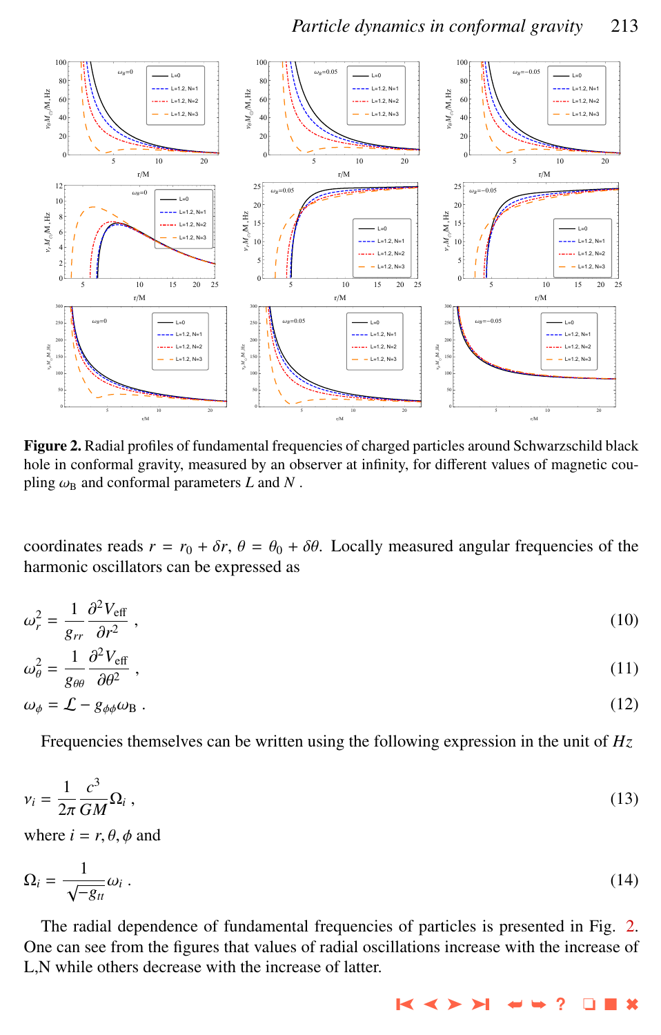**Figure 2.** Radial profiles of fundamental frequencies of charged particles around Schwarzschild black hole in conformal gravity, measured by an observer at infinity, for different values of magnetic coupling $\omega_{\mathrm{B}}$ and conformal parameters $L$ and $N$ .

coordinates reads $r = r_0 + \delta r$, $\theta = \theta_0 + \delta\theta$. Locally measured angular frequencies of the harmonic oscillators can be expressed as

$$\omega_r^2 = \frac{1}{g_{rr}} \frac{\partial^2 V_{\mathrm{eff}}}{\partial r^2} , \tag{10}$$

$$\omega_\theta^2 = \frac{1}{g_{\theta\theta}} \frac{\partial^2 V_{\mathrm{eff}}}{\partial \theta^2} , \tag{11}$$

$$\omega_\phi = \mathcal{L} - g_{\phi\phi}\omega_{\mathrm{B}} . \tag{12}$$

Frequencies themselves can be written using the following expression in the unit of $Hz$

$$\nu_i = \frac{1}{2\pi} \frac{c^3}{GM} \Omega_i , \tag{13}$$

where $i = r, \theta, \phi$ and

$$\Omega_i = \frac{1}{\sqrt{-g_{tt}}} \omega_i . \tag{14}$$

The radial dependence of fundamental frequencies of particles is presented in Fig. 2. One can see from the figures that values of radial oscillations increase with the increase of L,N while others decrease with the increase of latter.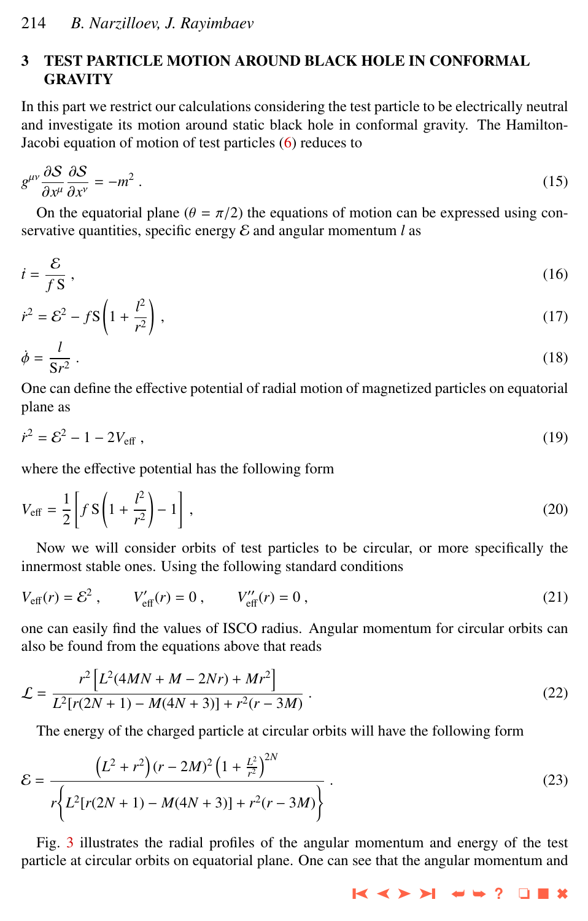## 3 TEST PARTICLE MOTION AROUND BLACK HOLE IN CONFORMAL GRAVITY

In this part we restrict our calculations considering the test particle to be electrically neutral and investigate its motion around static black hole in conformal gravity. The Hamilton-Jacobi equation of motion of test particles (6) reduces to

$$g^{\mu\nu}\frac{\partial\mathcal{S}}{\partial x^{\mu}}\frac{\partial\mathcal{S}}{\partial x^{\nu}} = -m^2 \,. \tag{15}$$

On the equatorial plane ($\theta = \pi/2$) the equations of motion can be expressed using conservative quantities, specific energy $\mathcal{E}$ and angular momentum $l$ as

$$\dot{t} = \frac{\mathcal{E}}{f\,\mathrm{S}}\,, \tag{16}$$

$$\dot{r}^2 = \mathcal{E}^2 - f\mathrm{S}\left(1 + \frac{l^2}{r^2}\right)\,, \tag{17}$$

$$\dot{\phi} = \frac{l}{\mathrm{S}r^2}\,. \tag{18}$$

One can define the effective potential of radial motion of magnetized particles on equatorial plane as

$$\dot{r}^2 = \mathcal{E}^2 - 1 - 2V_{\rm eff}\,, \tag{19}$$

where the effective potential has the following form

$$V_{\rm eff} = \frac{1}{2}\left[f\,\mathrm{S}\left(1 + \frac{l^2}{r^2}\right) - 1\right]\,, \tag{20}$$

Now we will consider orbits of test particles to be circular, or more specifically the innermost stable ones. Using the following standard conditions

$$V_{\rm eff}(r) = \mathcal{E}^2\,, \qquad V'_{\rm eff}(r) = 0\,, \qquad V''_{\rm eff}(r) = 0\,, \tag{21}$$

one can easily find the values of ISCO radius. Angular momentum for circular orbits can also be found from the equations above that reads

$$\mathcal{L} = \frac{r^2\left[L^2(4MN + M - 2Nr) + Mr^2\right]}{L^2[r(2N+1) - M(4N+3)] + r^2(r - 3M)}\,. \tag{22}$$

The energy of the charged particle at circular orbits will have the following form

$$\mathcal{E} = \frac{\left(L^2 + r^2\right)(r - 2M)^2\left(1 + \frac{L^2}{r^2}\right)^{2N}}{r\left\{L^2[r(2N+1) - M(4N+3)] + r^2(r - 3M)\right\}}\,. \tag{23}$$

Fig. 3 illustrates the radial profiles of the angular momentum and energy of the test particle at circular orbits on equatorial plane. One can see that the angular momentum and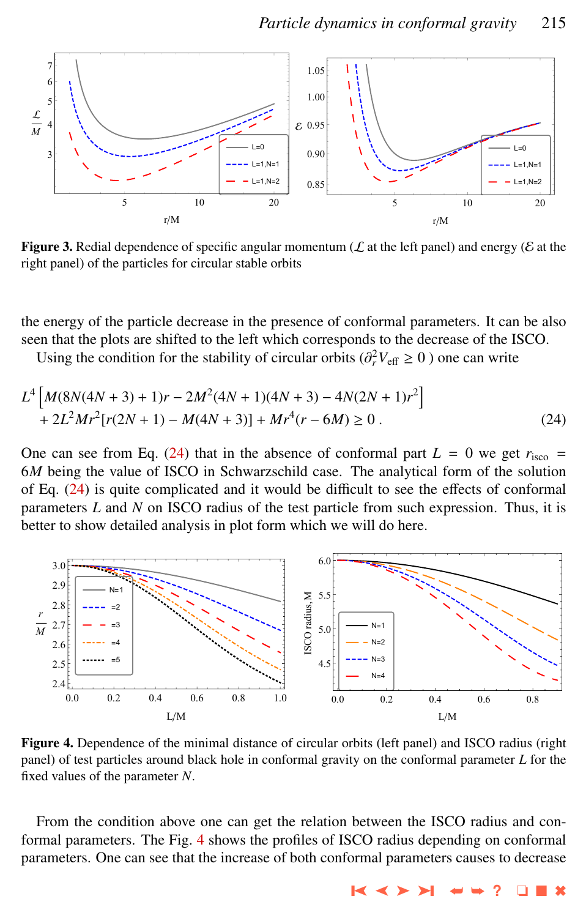**Figure 3.** Redial dependence of specific angular momentum ($\mathcal{L}$ at the left panel) and energy ($\mathcal{E}$ at the right panel) of the particles for circular stable orbits

the energy of the particle decrease in the presence of conformal parameters. It can be also seen that the plots are shifted to the left which corresponds to the decrease of the ISCO.

Using the condition for the stability of circular orbits ($\partial_r^2 V_{\rm eff} \geq 0$ ) one can write

$$
\begin{aligned}
&L^4 \left[ M(8N(4N+3)+1)r - 2M^2(4N+1)(4N+3) - 4N(2N+1)r^2 \right] \\
&+ 2L^2 M r^2 [r(2N+1) - M(4N+3)] + M r^4 (r - 6M) \geq 0 \,. \qquad (24)
\end{aligned}
$$

One can see from Eq. (24) that in the absence of conformal part $L = 0$ we get $r_{\rm isco} = 6M$ being the value of ISCO in Schwarzschild case. The analytical form of the solution of Eq. (24) is quite complicated and it would be difficult to see the effects of conformal parameters $L$ and $N$ on ISCO radius of the test particle from such expression. Thus, it is better to show detailed analysis in plot form which we will do here.

**Figure 4.** Dependence of the minimal distance of circular orbits (left panel) and ISCO radius (right panel) of test particles around black hole in conformal gravity on the conformal parameter $L$ for the fixed values of the parameter $N$.

From the condition above one can get the relation between the ISCO radius and conformal parameters. The Fig. 4 shows the profiles of ISCO radius depending on conformal parameters. One can see that the increase of both conformal parameters causes to decrease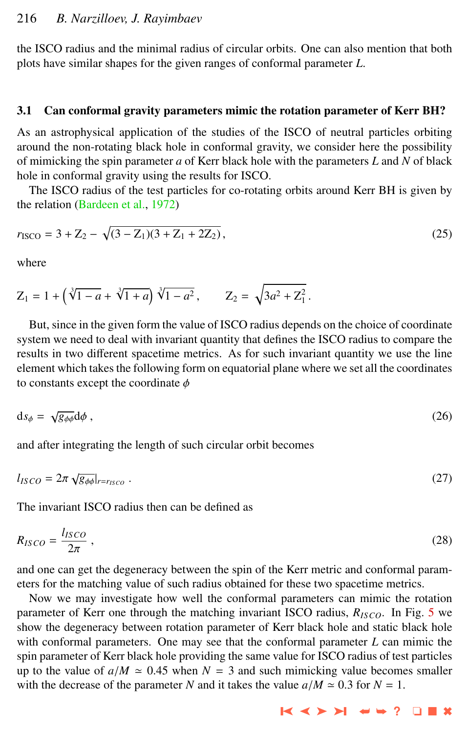the ISCO radius and the minimal radius of circular orbits. One can also mention that both plots have similar shapes for the given ranges of conformal parameter $L$.

### 3.1 Can conformal gravity parameters mimic the rotation parameter of Kerr BH?

As an astrophysical application of the studies of the ISCO of neutral particles orbiting around the non-rotating black hole in conformal gravity, we consider here the possibility of mimicking the spin parameter $a$ of Kerr black hole with the parameters $L$ and $N$ of black hole in conformal gravity using the results for ISCO.

The ISCO radius of the test particles for co-rotating orbits around Kerr BH is given by the relation (Bardeen et al., 1972)

$$r_{\rm ISCO} = 3 + Z_2 - \sqrt{(3 - Z_1)(3 + Z_1 + 2Z_2)}\,, \tag{25}$$

where

$$Z_1 = 1 + \left(\sqrt[3]{1-a} + \sqrt[3]{1+a}\right)\sqrt[3]{1-a^2}\,, \qquad Z_2 = \sqrt{3a^2 + Z_1^2}\,.$$

But, since in the given form the value of ISCO radius depends on the choice of coordinate system we need to deal with invariant quantity that defines the ISCO radius to compare the results in two different spacetime metrics. As for such invariant quantity we use the line element which takes the following form on equatorial plane where we set all the coordinates to constants except the coordinate $\phi$

$$ds_\phi = \sqrt{g_{\phi\phi}}d\phi\,, \tag{26}$$

and after integrating the length of such circular orbit becomes

$$l_{ISCO} = 2\pi\sqrt{g_{\phi\phi}}|_{r=r_{ISCO}}\,. \tag{27}$$

The invariant ISCO radius then can be defined as

$$R_{ISCO} = \frac{l_{ISCO}}{2\pi}\,, \tag{28}$$

and one can get the degeneracy between the spin of the Kerr metric and conformal parameters for the matching value of such radius obtained for these two spacetime metrics.

Now we may investigate how well the conformal parameters can mimic the rotation parameter of Kerr one through the matching invariant ISCO radius, $R_{ISCO}$. In Fig. 5 we show the degeneracy between rotation parameter of Kerr black hole and static black hole with conformal parameters. One may see that the conformal parameter $L$ can mimic the spin parameter of Kerr black hole providing the same value for ISCO radius of test particles up to the value of $a/M \simeq 0.45$ when $N = 3$ and such mimicking value becomes smaller with the decrease of the parameter $N$ and it takes the value $a/M \simeq 0.3$ for $N = 1$.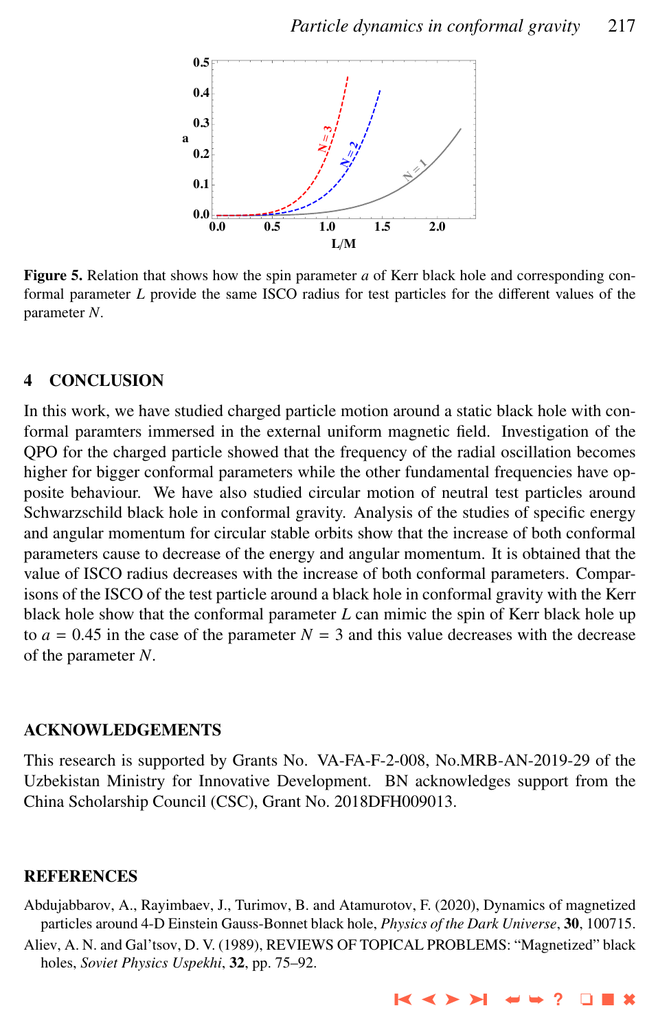**Figure 5.** Relation that shows how the spin parameter $a$ of Kerr black hole and corresponding conformal parameter $L$ provide the same ISCO radius for test particles for the different values of the parameter $N$.

## 4 CONCLUSION

In this work, we have studied charged particle motion around a static black hole with conformal paramters immersed in the external uniform magnetic field. Investigation of the QPO for the charged particle showed that the frequency of the radial oscillation becomes higher for bigger conformal parameters while the other fundamental frequencies have opposite behaviour. We have also studied circular motion of neutral test particles around Schwarzschild black hole in conformal gravity. Analysis of the studies of specific energy and angular momentum for circular stable orbits show that the increase of both conformal parameters cause to decrease of the energy and angular momentum. It is obtained that the value of ISCO radius decreases with the increase of both conformal parameters. Comparisons of the ISCO of the test particle around a black hole in conformal gravity with the Kerr black hole show that the conformal parameter $L$ can mimic the spin of Kerr black hole up to $a = 0.45$ in the case of the parameter $N = 3$ and this value decreases with the decrease of the parameter $N$.

## ACKNOWLEDGEMENTS

This research is supported by Grants No. VA-FA-F-2-008, No.MRB-AN-2019-29 of the Uzbekistan Ministry for Innovative Development. BN acknowledges support from the China Scholarship Council (CSC), Grant No. 2018DFH009013.

## REFERENCES

Abdujabbarov, A., Rayimbaev, J., Turimov, B. and Atamurotov, F. (2020), Dynamics of magnetized particles around 4-D Einstein Gauss-Bonnet black hole, *Physics of the Dark Universe*, **30**, 100715.

Aliev, A. N. and Gal'tsov, D. V. (1989), REVIEWS OF TOPICAL PROBLEMS: "Magnetized" black holes, *Soviet Physics Uspekhi*, **32**, pp. 75–92.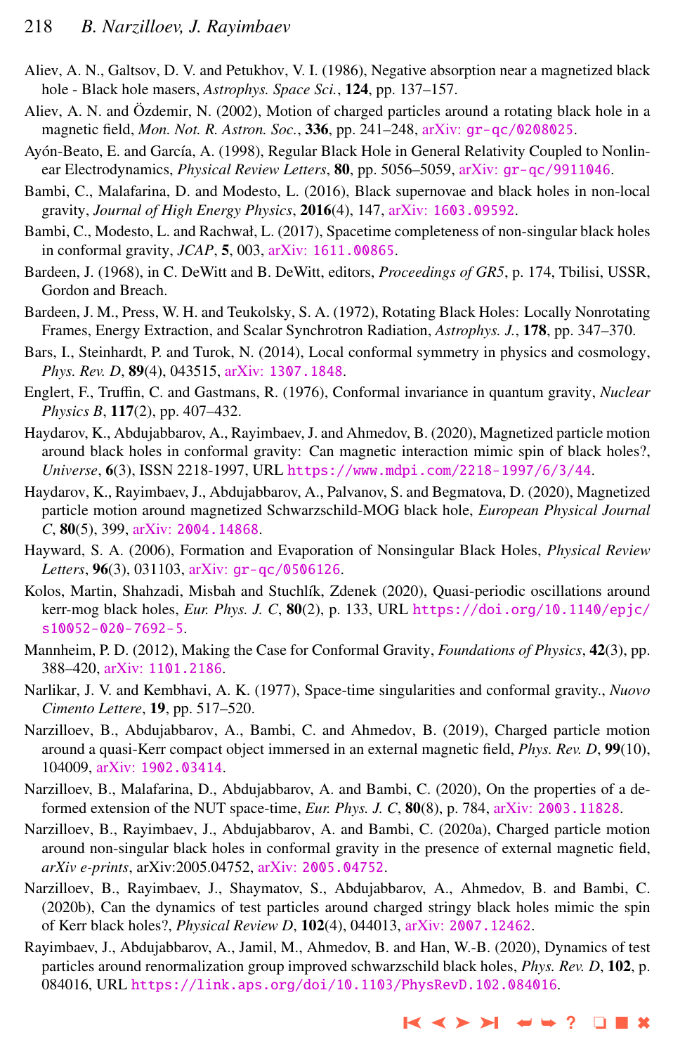Aliev, A. N., Galtsov, D. V. and Petukhov, V. I. (1986), Negative absorption near a magnetized black hole - Black hole masers, *Astrophys. Space Sci.*, **124**, pp. 137–157.

Aliev, A. N. and Özdemir, N. (2002), Motion of charged particles around a rotating black hole in a magnetic field, *Mon. Not. R. Astron. Soc.*, **336**, pp. 241–248, arXiv: gr-qc/0208025.

Ayón-Beato, E. and García, A. (1998), Regular Black Hole in General Relativity Coupled to Nonlinear Electrodynamics, *Physical Review Letters*, **80**, pp. 5056–5059, arXiv: gr-qc/9911046.

Bambi, C., Malafarina, D. and Modesto, L. (2016), Black supernovae and black holes in non-local gravity, *Journal of High Energy Physics*, **2016**(4), 147, arXiv: 1603.09592.

Bambi, C., Modesto, L. and Rachwał, L. (2017), Spacetime completeness of non-singular black holes in conformal gravity, *JCAP*, **5**, 003, arXiv: 1611.00865.

Bardeen, J. (1968), in C. DeWitt and B. DeWitt, editors, *Proceedings of GR5*, p. 174, Tbilisi, USSR, Gordon and Breach.

Bardeen, J. M., Press, W. H. and Teukolsky, S. A. (1972), Rotating Black Holes: Locally Nonrotating Frames, Energy Extraction, and Scalar Synchrotron Radiation, *Astrophys. J.*, **178**, pp. 347–370.

Bars, I., Steinhardt, P. and Turok, N. (2014), Local conformal symmetry in physics and cosmology, *Phys. Rev. D*, **89**(4), 043515, arXiv: 1307.1848.

Englert, F., Truffin, C. and Gastmans, R. (1976), Conformal invariance in quantum gravity, *Nuclear Physics B*, **117**(2), pp. 407–432.

Haydarov, K., Abdujabbarov, A., Rayimbaev, J. and Ahmedov, B. (2020), Magnetized particle motion around black holes in conformal gravity: Can magnetic interaction mimic spin of black holes?, *Universe*, **6**(3), ISSN 2218-1997, URL https://www.mdpi.com/2218-1997/6/3/44.

Haydarov, K., Rayimbaev, J., Abdujabbarov, A., Palvanov, S. and Begmatova, D. (2020), Magnetized particle motion around magnetized Schwarzschild-MOG black hole, *European Physical Journal C*, **80**(5), 399, arXiv: 2004.14868.

Hayward, S. A. (2006), Formation and Evaporation of Nonsingular Black Holes, *Physical Review Letters*, **96**(3), 031103, arXiv: gr-qc/0506126.

Kolos, Martin, Shahzadi, Misbah and Stuchlík, Zdenek (2020), Quasi-periodic oscillations around kerr-mog black holes, *Eur. Phys. J. C*, **80**(2), p. 133, URL https://doi.org/10.1140/epjc/s10052-020-7692-5.

Mannheim, P. D. (2012), Making the Case for Conformal Gravity, *Foundations of Physics*, **42**(3), pp. 388–420, arXiv: 1101.2186.

Narlikar, J. V. and Kembhavi, A. K. (1977), Space-time singularities and conformal gravity., *Nuovo Cimento Lettere*, **19**, pp. 517–520.

Narzilloev, B., Abdujabbarov, A., Bambi, C. and Ahmedov, B. (2019), Charged particle motion around a quasi-Kerr compact object immersed in an external magnetic field, *Phys. Rev. D*, **99**(10), 104009, arXiv: 1902.03414.

Narzilloev, B., Malafarina, D., Abdujabbarov, A. and Bambi, C. (2020), On the properties of a deformed extension of the NUT space-time, *Eur. Phys. J. C*, **80**(8), p. 784, arXiv: 2003.11828.

Narzilloev, B., Rayimbaev, J., Abdujabbarov, A. and Bambi, C. (2020a), Charged particle motion around non-singular black holes in conformal gravity in the presence of external magnetic field, *arXiv e-prints*, arXiv:2005.04752, arXiv: 2005.04752.

Narzilloev, B., Rayimbaev, J., Shaymatov, S., Abdujabbarov, A., Ahmedov, B. and Bambi, C. (2020b), Can the dynamics of test particles around charged stringy black holes mimic the spin of Kerr black holes?, *Physical Review D*, **102**(4), 044013, arXiv: 2007.12462.

Rayimbaev, J., Abdujabbarov, A., Jamil, M., Ahmedov, B. and Han, W.-B. (2020), Dynamics of test particles around renormalization group improved schwarzschild black holes, *Phys. Rev. D*, **102**, p. 084016, URL https://link.aps.org/doi/10.1103/PhysRevD.102.084016.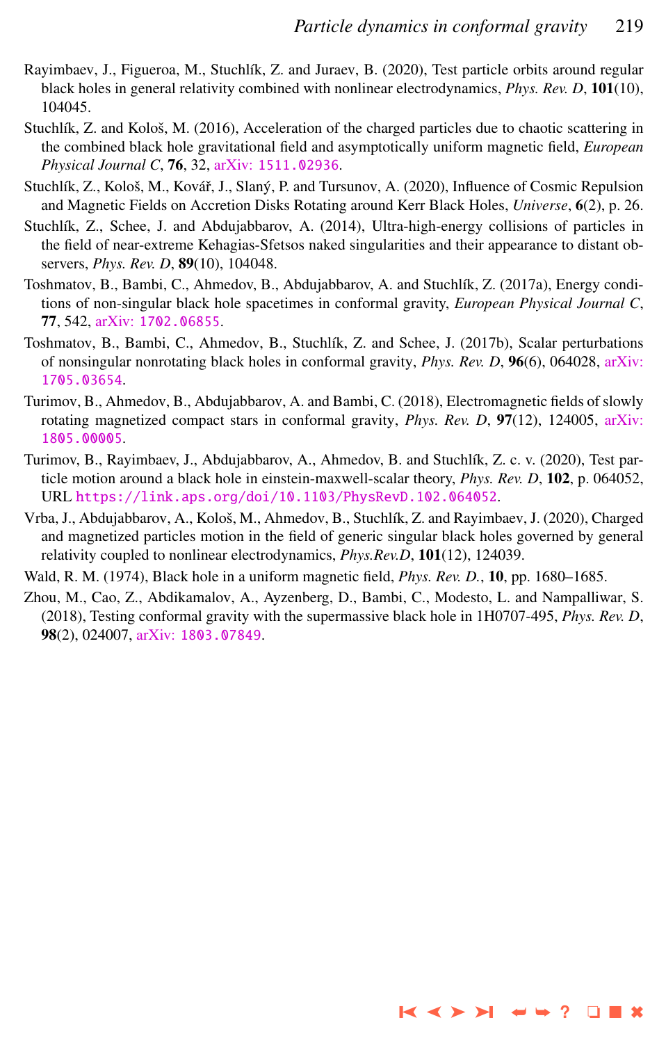Rayimbaev, J., Figueroa, M., Stuchlík, Z. and Juraev, B. (2020), Test particle orbits around regular black holes in general relativity combined with nonlinear electrodynamics, *Phys. Rev. D*, **101**(10), 104045.

Stuchlík, Z. and Kološ, M. (2016), Acceleration of the charged particles due to chaotic scattering in the combined black hole gravitational field and asymptotically uniform magnetic field, *European Physical Journal C*, **76**, 32, arXiv: 1511.02936.

Stuchlík, Z., Kološ, M., Kovář, J., Slaný, P. and Tursunov, A. (2020), Influence of Cosmic Repulsion and Magnetic Fields on Accretion Disks Rotating around Kerr Black Holes, *Universe*, **6**(2), p. 26.

Stuchlík, Z., Schee, J. and Abdujabbarov, A. (2014), Ultra-high-energy collisions of particles in the field of near-extreme Kehagias-Sfetsos naked singularities and their appearance to distant observers, *Phys. Rev. D*, **89**(10), 104048.

Toshmatov, B., Bambi, C., Ahmedov, B., Abdujabbarov, A. and Stuchlík, Z. (2017a), Energy conditions of non-singular black hole spacetimes in conformal gravity, *European Physical Journal C*, **77**, 542, arXiv: 1702.06855.

Toshmatov, B., Bambi, C., Ahmedov, B., Stuchlík, Z. and Schee, J. (2017b), Scalar perturbations of nonsingular nonrotating black holes in conformal gravity, *Phys. Rev. D*, **96**(6), 064028, arXiv: 1705.03654.

Turimov, B., Ahmedov, B., Abdujabbarov, A. and Bambi, C. (2018), Electromagnetic fields of slowly rotating magnetized compact stars in conformal gravity, *Phys. Rev. D*, **97**(12), 124005, arXiv: 1805.00005.

Turimov, B., Rayimbaev, J., Abdujabbarov, A., Ahmedov, B. and Stuchlík, Z. c. v. (2020), Test particle motion around a black hole in einstein-maxwell-scalar theory, *Phys. Rev. D*, **102**, p. 064052, URL https://link.aps.org/doi/10.1103/PhysRevD.102.064052.

Vrba, J., Abdujabbarov, A., Kološ, M., Ahmedov, B., Stuchlík, Z. and Rayimbaev, J. (2020), Charged and magnetized particles motion in the field of generic singular black holes governed by general relativity coupled to nonlinear electrodynamics, *Phys.Rev.D*, **101**(12), 124039.

Wald, R. M. (1974), Black hole in a uniform magnetic field, *Phys. Rev. D.*, **10**, pp. 1680–1685.

Zhou, M., Cao, Z., Abdikamalov, A., Ayzenberg, D., Bambi, C., Modesto, L. and Nampalliwar, S. (2018), Testing conformal gravity with the supermassive black hole in 1H0707-495, *Phys. Rev. D*, **98**(2), 024007, arXiv: 1803.07849.